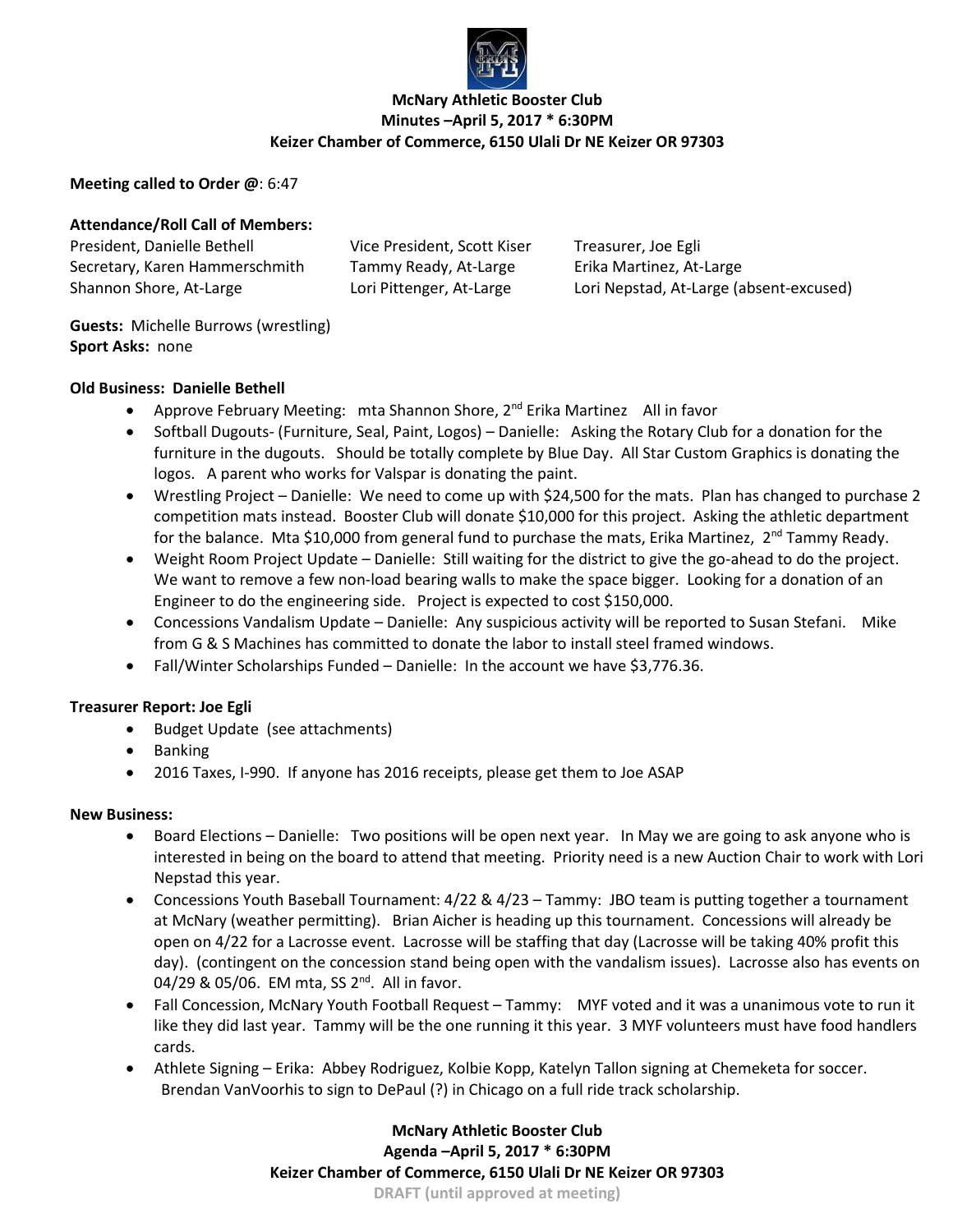**McNary Athletic Booster Club**
**Minutes –April 5, 2017 * 6:30PM**
**Keizer Chamber of Commerce, 6150 Ulali Dr NE Keizer OR 97303**

**Meeting called to Order @**: 6:47

**Attendance/Roll Call of Members:**

President, Danielle Bethell
Vice President, Scott Kiser
Treasurer, Joe Egli
Secretary, Karen Hammerschmith
Tammy Ready, At-Large
Erika Martinez, At-Large
Shannon Shore, At-Large
Lori Pittenger, At-Large
Lori Nepstad, At-Large (absent-excused)

**Guests:** Michelle Burrows (wrestling)
**Sport Asks:** none

**Old Business: Danielle Bethell**

- Approve February Meeting: mta Shannon Shore, 2nd Erika Martinez All in favor
- Softball Dugouts- (Furniture, Seal, Paint, Logos) – Danielle: Asking the Rotary Club for a donation for the furniture in the dugouts. Should be totally complete by Blue Day. All Star Custom Graphics is donating the logos. A parent who works for Valspar is donating the paint.
- Wrestling Project – Danielle: We need to come up with $24,500 for the mats. Plan has changed to purchase 2 competition mats instead. Booster Club will donate $10,000 for this project. Asking the athletic department for the balance. Mta $10,000 from general fund to purchase the mats, Erika Martinez, 2nd Tammy Ready.
- Weight Room Project Update – Danielle: Still waiting for the district to give the go-ahead to do the project. We want to remove a few non-load bearing walls to make the space bigger. Looking for a donation of an Engineer to do the engineering side. Project is expected to cost $150,000.
- Concessions Vandalism Update – Danielle: Any suspicious activity will be reported to Susan Stefani. Mike from G & S Machines has committed to donate the labor to install steel framed windows.
- Fall/Winter Scholarships Funded – Danielle: In the account we have $3,776.36.

**Treasurer Report: Joe Egli**

- Budget Update (see attachments)
- Banking
- 2016 Taxes, I-990. If anyone has 2016 receipts, please get them to Joe ASAP

**New Business:**

- Board Elections – Danielle: Two positions will be open next year. In May we are going to ask anyone who is interested in being on the board to attend that meeting. Priority need is a new Auction Chair to work with Lori Nepstad this year.
- Concessions Youth Baseball Tournament: 4/22 & 4/23 – Tammy: JBO team is putting together a tournament at McNary (weather permitting). Brian Aicher is heading up this tournament. Concessions will already be open on 4/22 for a Lacrosse event. Lacrosse will be staffing that day (Lacrosse will be taking 40% profit this day). (contingent on the concession stand being open with the vandalism issues). Lacrosse also has events on 04/29 & 05/06. EM mta, SS 2nd. All in favor.
- Fall Concession, McNary Youth Football Request – Tammy: MYF voted and it was a unanimous vote to run it like they did last year. Tammy will be the one running it this year. 3 MYF volunteers must have food handlers cards.
- Athlete Signing – Erika: Abbey Rodriguez, Kolbie Kopp, Katelyn Tallon signing at Chemeketa for soccer. Brendan VanVoorhis to sign to DePaul (?) in Chicago on a full ride track scholarship.

**McNary Athletic Booster Club**
**Agenda –April 5, 2017 * 6:30PM**
**Keizer Chamber of Commerce, 6150 Ulali Dr NE Keizer OR 97303**
DRAFT (until approved at meeting)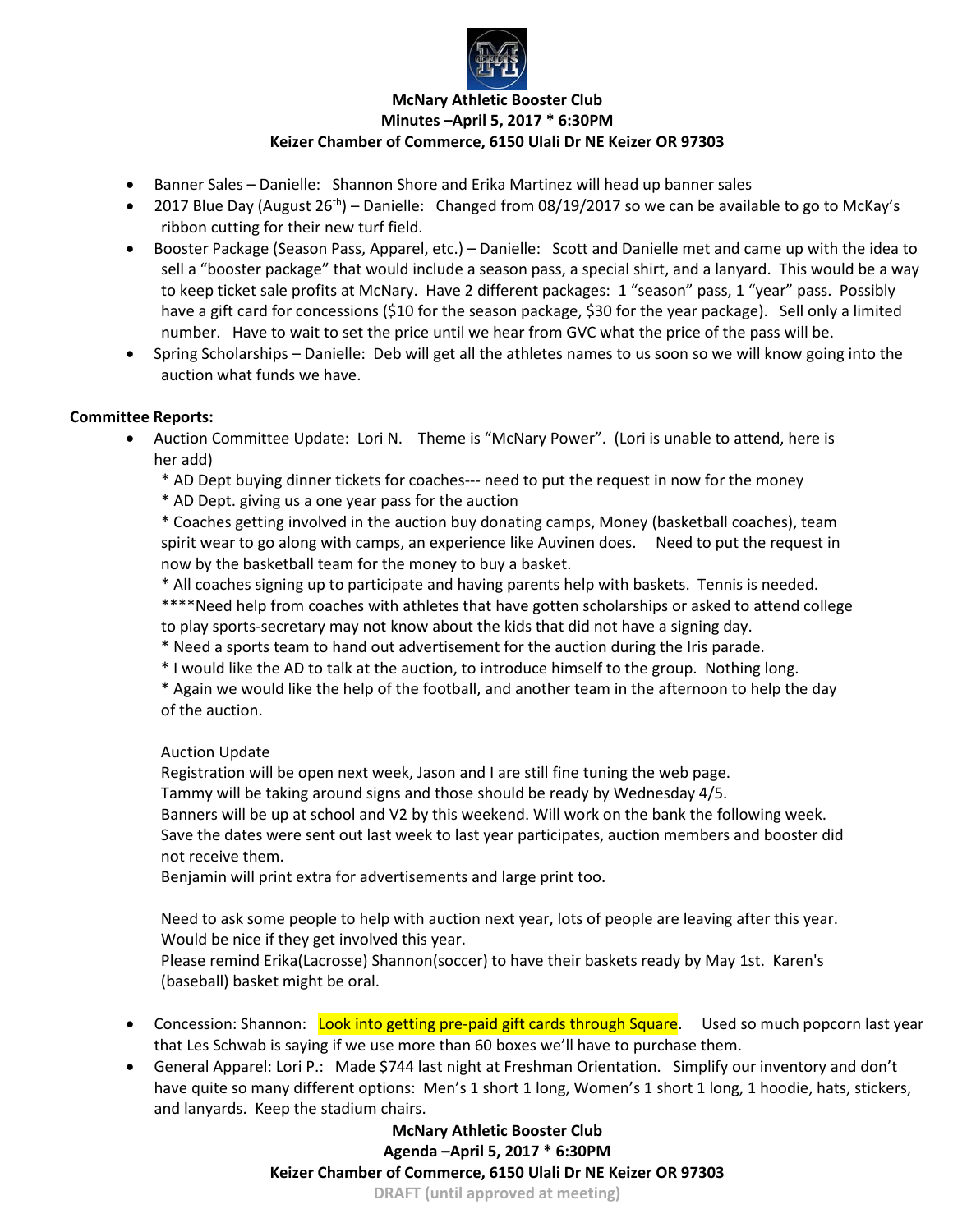**McNary Athletic Booster Club**
**Minutes –April 5, 2017 * 6:30PM**
**Keizer Chamber of Commerce, 6150 Ulali Dr NE Keizer OR 97303**

- Banner Sales – Danielle: Shannon Shore and Erika Martinez will head up banner sales
- 2017 Blue Day (August 26th) – Danielle: Changed from 08/19/2017 so we can be available to go to McKay's ribbon cutting for their new turf field.
- Booster Package (Season Pass, Apparel, etc.) – Danielle: Scott and Danielle met and came up with the idea to sell a "booster package" that would include a season pass, a special shirt, and a lanyard. This would be a way to keep ticket sale profits at McNary. Have 2 different packages: 1 "season" pass, 1 "year" pass. Possibly have a gift card for concessions ($10 for the season package, $30 for the year package). Sell only a limited number. Have to wait to set the price until we hear from GVC what the price of the pass will be.
- Spring Scholarships – Danielle: Deb will get all the athletes names to us soon so we will know going into the auction what funds we have.

**Committee Reports:**

- Auction Committee Update: Lori N. Theme is "McNary Power". (Lori is unable to attend, here is her add)
  * AD Dept buying dinner tickets for coaches--- need to put the request in now for the money
  * AD Dept. giving us a one year pass for the auction
  * Coaches getting involved in the auction buy donating camps, Money (basketball coaches), team spirit wear to go along with camps, an experience like Auvinen does. Need to put the request in now by the basketball team for the money to buy a basket.
  * All coaches signing up to participate and having parents help with baskets. Tennis is needed.
  ****Need help from coaches with athletes that have gotten scholarships or asked to attend college to play sports-secretary may not know about the kids that did not have a signing day.
  * Need a sports team to hand out advertisement for the auction during the Iris parade.
  * I would like the AD to talk at the auction, to introduce himself to the group. Nothing long.
  * Again we would like the help of the football, and another team in the afternoon to help the day of the auction.

  Auction Update
  Registration will be open next week, Jason and I are still fine tuning the web page.
  Tammy will be taking around signs and those should be ready by Wednesday 4/5.
  Banners will be up at school and V2 by this weekend. Will work on the bank the following week.
  Save the dates were sent out last week to last year participates, auction members and booster did not receive them.
  Benjamin will print extra for advertisements and large print too.

  Need to ask some people to help with auction next year, lots of people are leaving after this year. Would be nice if they get involved this year.
  Please remind Erika(Lacrosse) Shannon(soccer) to have their baskets ready by May 1st. Karen's (baseball) basket might be oral.

- Concession: Shannon: Look into getting pre-paid gift cards through Square. Used so much popcorn last year that Les Schwab is saying if we use more than 60 boxes we'll have to purchase them.
- General Apparel: Lori P.: Made $744 last night at Freshman Orientation. Simplify our inventory and don't have quite so many different options: Men's 1 short 1 long, Women's 1 short 1 long, 1 hoodie, hats, stickers, and lanyards. Keep the stadium chairs.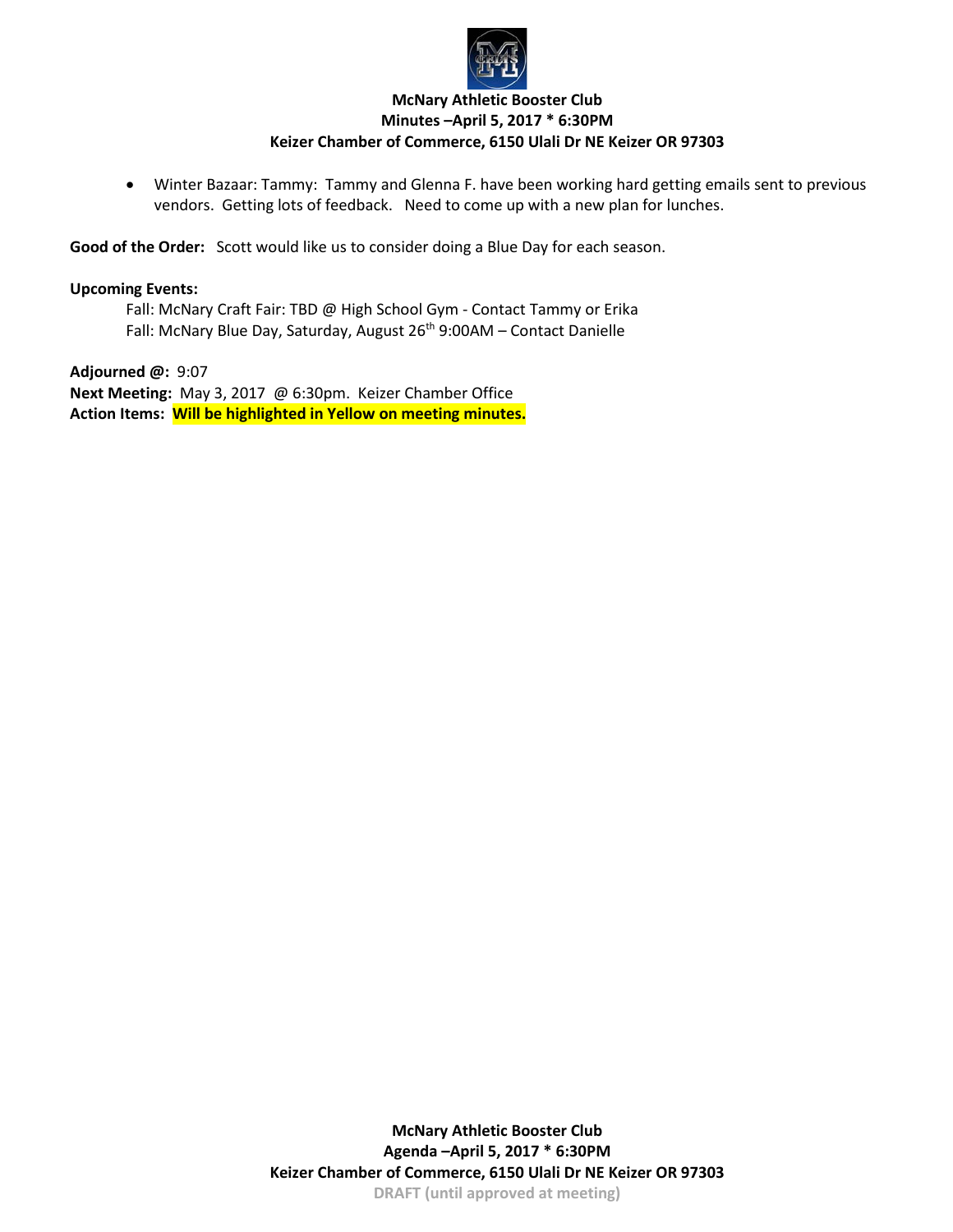**McNary Athletic Booster Club**
**Minutes –April 5, 2017 * 6:30PM**
**Keizer Chamber of Commerce, 6150 Ulali Dr NE Keizer OR 97303**

- Winter Bazaar: Tammy: Tammy and Glenna F. have been working hard getting emails sent to previous vendors. Getting lots of feedback. Need to come up with a new plan for lunches.

**Good of the Order:** Scott would like us to consider doing a Blue Day for each season.

**Upcoming Events:**

Fall: McNary Craft Fair: TBD @ High School Gym - Contact Tammy or Erika
Fall: McNary Blue Day, Saturday, August 26th 9:00AM – Contact Danielle

**Adjourned @:** 9:07
**Next Meeting:** May 3, 2017 @ 6:30pm. Keizer Chamber Office
**Action Items: Will be highlighted in Yellow on meeting minutes.**

**McNary Athletic Booster Club**
**Agenda –April 5, 2017 * 6:30PM**
**Keizer Chamber of Commerce, 6150 Ulali Dr NE Keizer OR 97303**
**DRAFT (until approved at meeting)**